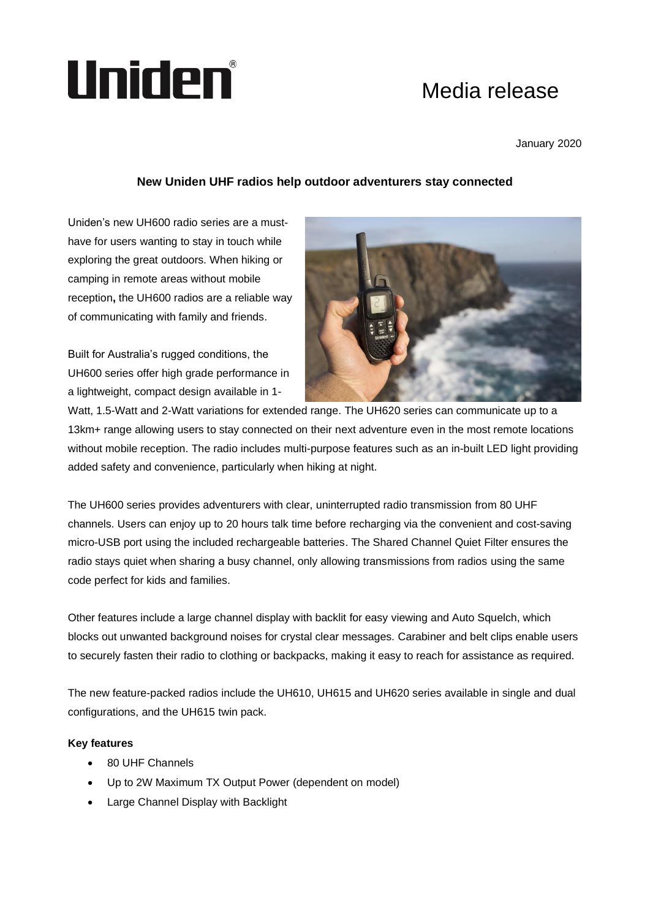Uniden®

# Media release

January 2020

**New Uniden UHF radios help outdoor adventurers stay connected**

Uniden's new UH600 radio series are a must-have for users wanting to stay in touch while exploring the great outdoors. When hiking or camping in remote areas without mobile reception**,** the UH600 radios are a reliable way of communicating with family and friends.

Built for Australia's rugged conditions, the UH600 series offer high grade performance in a lightweight, compact design available in 1-Watt, 1.5-Watt and 2-Watt variations for extended range. The UH620 series can communicate up to a 13km+ range allowing users to stay connected on their next adventure even in the most remote locations without mobile reception. The radio includes multi-purpose features such as an in-built LED light providing added safety and convenience, particularly when hiking at night.

The UH600 series provides adventurers with clear, uninterrupted radio transmission from 80 UHF channels. Users can enjoy up to 20 hours talk time before recharging via the convenient and cost-saving micro-USB port using the included rechargeable batteries. The Shared Channel Quiet Filter ensures the radio stays quiet when sharing a busy channel, only allowing transmissions from radios using the same code perfect for kids and families.

Other features include a large channel display with backlit for easy viewing and Auto Squelch, which blocks out unwanted background noises for crystal clear messages. Carabiner and belt clips enable users to securely fasten their radio to clothing or backpacks, making it easy to reach for assistance as required.

The new feature-packed radios include the UH610, UH615 and UH620 series available in single and dual configurations, and the UH615 twin pack.

**Key features**

- 80 UHF Channels
- Up to 2W Maximum TX Output Power (dependent on model)
- Large Channel Display with Backlight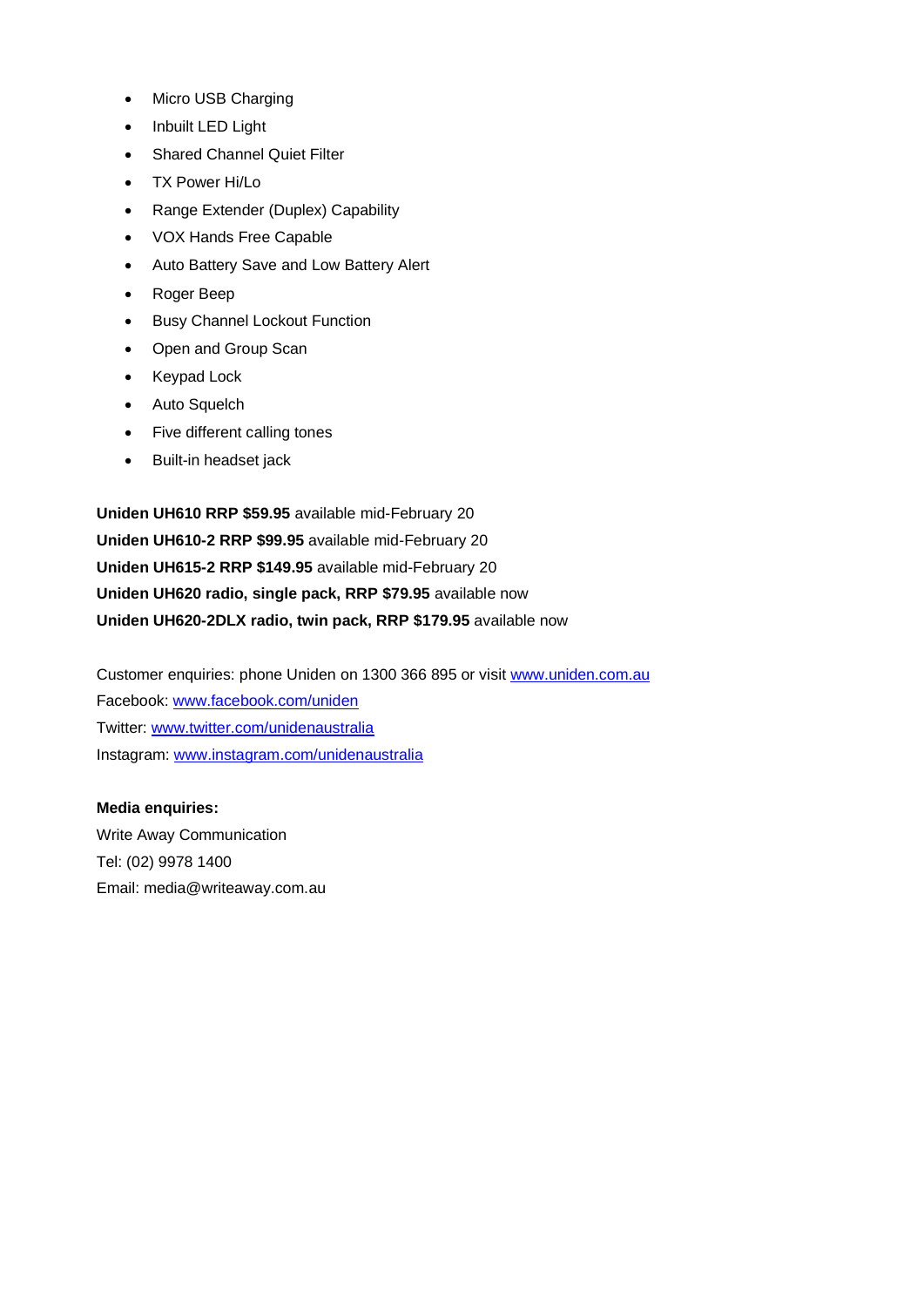- Micro USB Charging
- Inbuilt LED Light
- Shared Channel Quiet Filter
- TX Power Hi/Lo
- Range Extender (Duplex) Capability
- VOX Hands Free Capable
- Auto Battery Save and Low Battery Alert
- Roger Beep
- Busy Channel Lockout Function
- Open and Group Scan
- Keypad Lock
- Auto Squelch
- Five different calling tones
- Built-in headset jack

**Uniden UH610 RRP $59.95** available mid-February 20
**Uniden UH610-2 RRP $99.95** available mid-February 20
**Uniden UH615-2 RRP $149.95** available mid-February 20
**Uniden UH620 radio, single pack, RRP $79.95** available now
**Uniden UH620-2DLX radio, twin pack, RRP $179.95** available now

Customer enquiries: phone Uniden on 1300 366 895 or visit [www.uniden.com.au](http://www.uniden.com.au)
Facebook: [www.facebook.com/uniden](http://www.facebook.com/uniden)
Twitter: [www.twitter.com/unidenaustralia](http://www.twitter.com/unidenaustralia)
Instagram: [www.instagram.com/unidenaustralia](http://www.instagram.com/unidenaustralia)

**Media enquiries:**
Write Away Communication
Tel: (02) 9978 1400
Email: media@writeaway.com.au